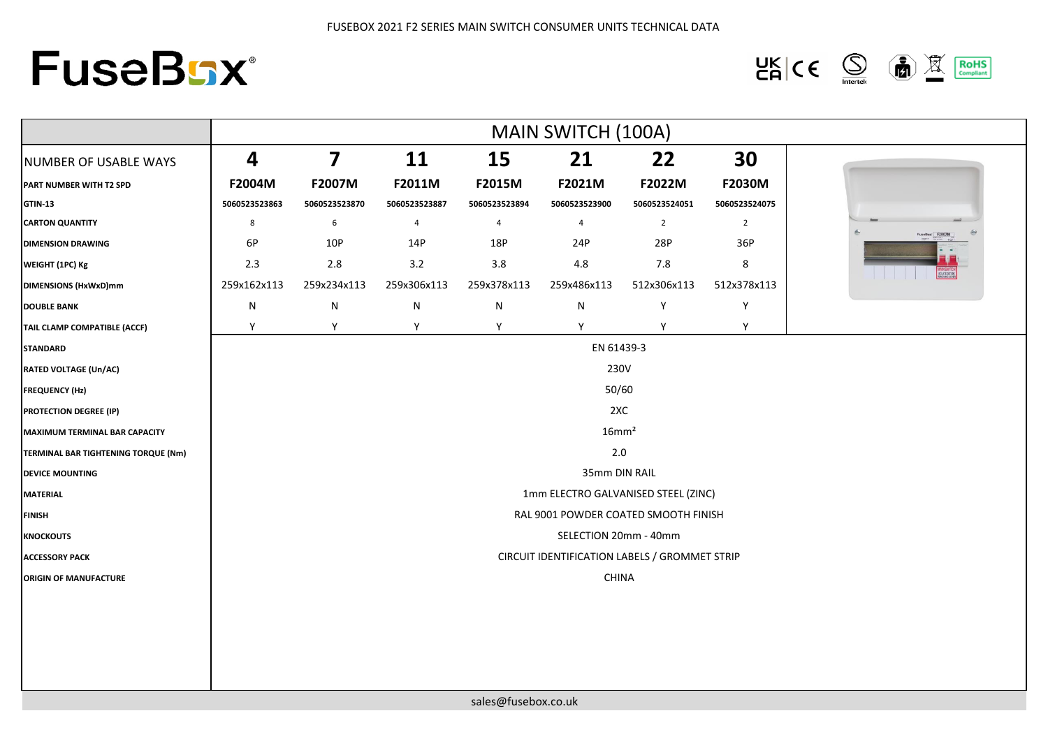FUSEBOX 2021 F2 SERIES MAIN SWITCH CONSUMER UNITS TECHNICAL DATA

# FuseBox

| | MAIN SWITCH (100A) | | | | | | |
|---|---|---|---|---|---|---|---|
| NUMBER OF USABLE WAYS | **4** | **7** | **11** | **15** | **21** | **22** | **30** |
| **PART NUMBER WITH T2 SPD** | **F2004M** | **F2007M** | **F2011M** | **F2015M** | **F2021M** | **F2022M** | **F2030M** |
| **GTIN-13** | 5060523523863 | 5060523523870 | 5060523523887 | 5060523523894 | 5060523523900 | 5060523524051 | 5060523524075 |
| **CARTON QUANTITY** | 8 | 6 | 4 | 4 | 4 | 2 | 2 |
| **DIMENSION DRAWING** | 6P | 10P | 14P | 18P | 24P | 28P | 36P |
| **WEIGHT (1PC) Kg** | 2.3 | 2.8 | 3.2 | 3.8 | 4.8 | 7.8 | 8 |
| **DIMENSIONS (HxWxD)mm** | 259x162x113 | 259x234x113 | 259x306x113 | 259x378x113 | 259x486x113 | 512x306x113 | 512x378x113 |
| **DOUBLE BANK** | N | N | N | N | N | Y | Y |
| **TAIL CLAMP COMPATIBLE (ACCF)** | Y | Y | Y | Y | Y | Y | Y |
| **STANDARD** | EN 61439-3 | | | | | | |
| **RATED VOLTAGE (Un/AC)** | 230V | | | | | | |
| **FREQUENCY (Hz)** | 50/60 | | | | | | |
| **PROTECTION DEGREE (IP)** | 2XC | | | | | | |
| **MAXIMUM TERMINAL BAR CAPACITY** | 16mm² | | | | | | |
| **TERMINAL BAR TIGHTENING TORQUE (Nm)** | 2.0 | | | | | | |
| **DEVICE MOUNTING** | 35mm DIN RAIL | | | | | | |
| **MATERIAL** | 1mm ELECTRO GALVANISED STEEL (ZINC) | | | | | | |
| **FINISH** | RAL 9001 POWDER COATED SMOOTH FINISH | | | | | | |
| **KNOCKOUTS** | SELECTION 20mm - 40mm | | | | | | |
| **ACCESSORY PACK** | CIRCUIT IDENTIFICATION LABELS / GROMMET STRIP | | | | | | |
| **ORIGIN OF MANUFACTURE** | CHINA | | | | | | |

sales@fusebox.co.uk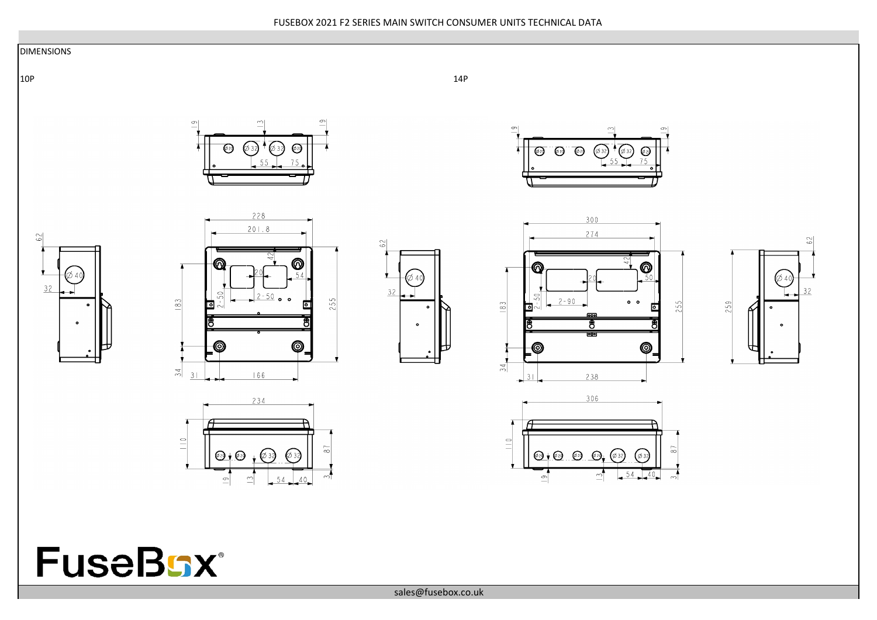FUSEBOX 2021 F2 SERIES MAIN SWITCH CONSUMER UNITS TECHNICAL DATA

DIMENSIONS

10P

14P

FuseBox®

sales@fusebox.co.uk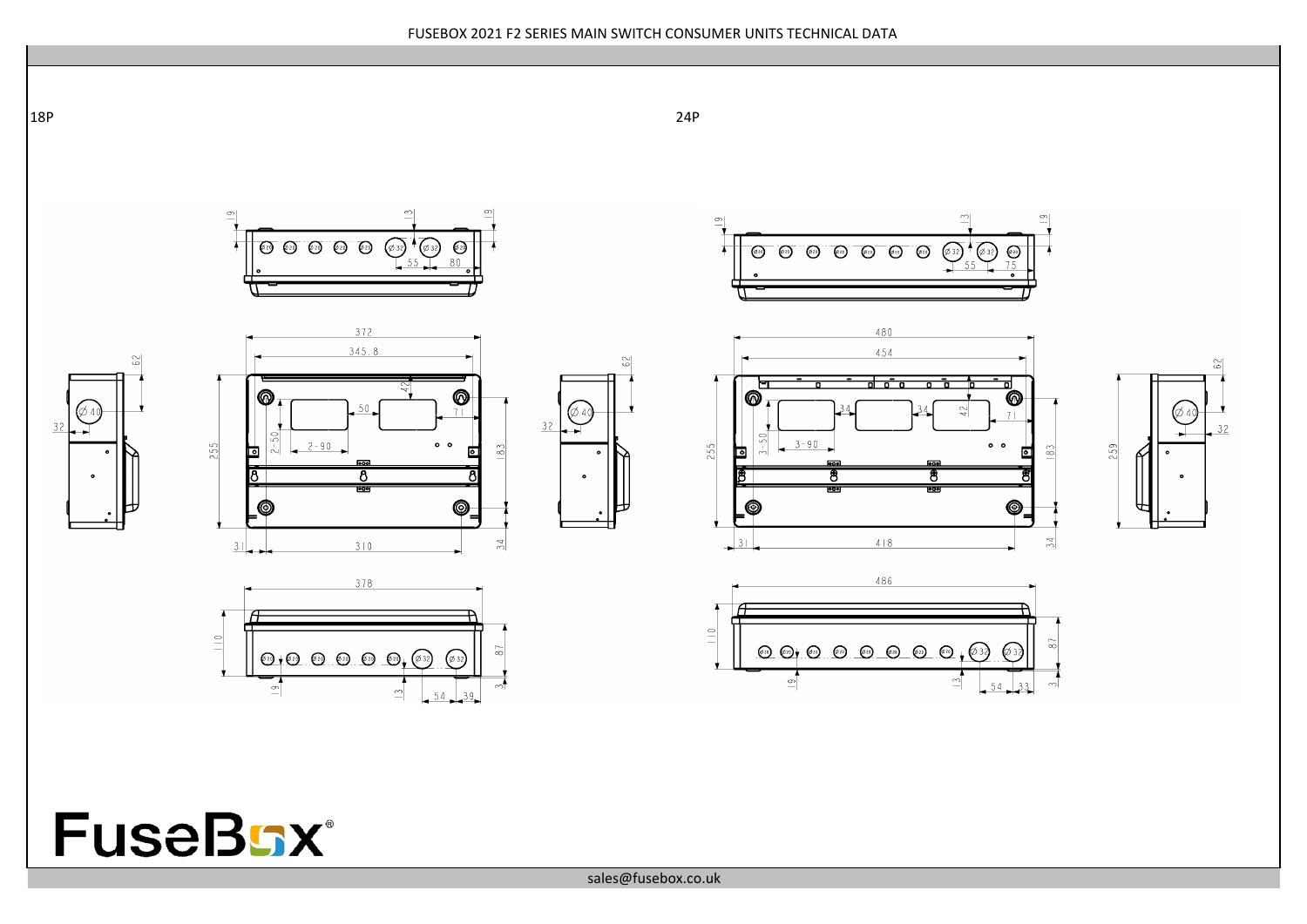FUSEBOX 2021 F2 SERIES MAIN SWITCH CONSUMER UNITS TECHNICAL DATA

18P

24P

FuseBox®

sales@fusebox.co.uk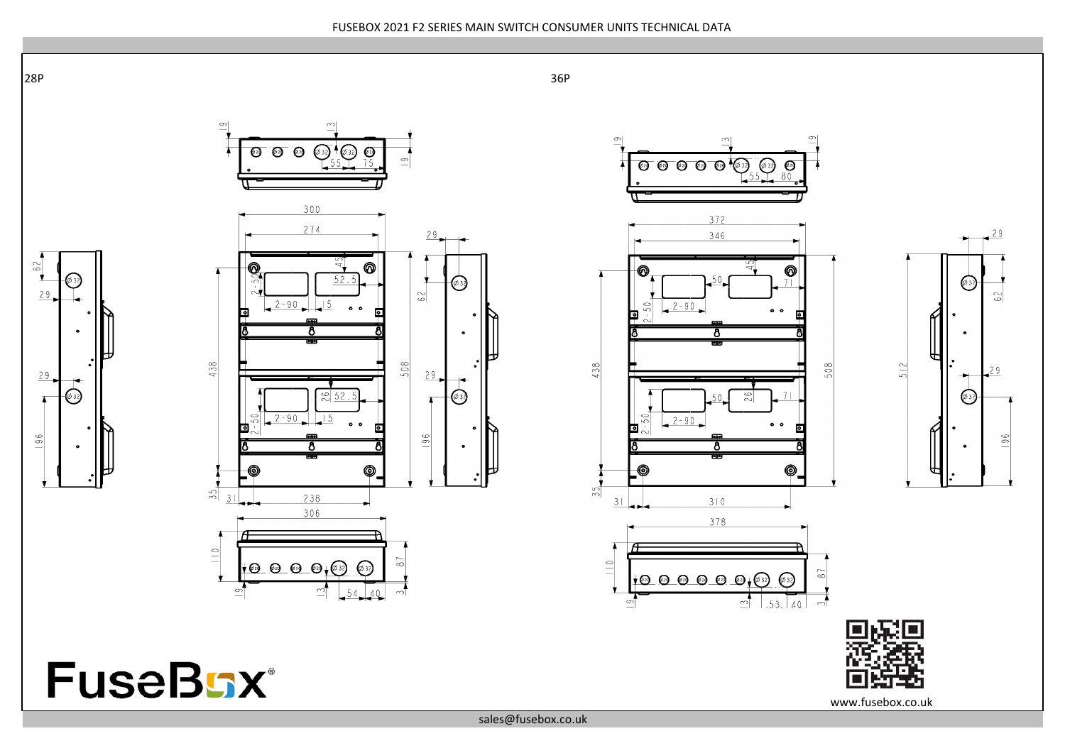FUSEBOX 2021 F2 SERIES MAIN SWITCH CONSUMER UNITS TECHNICAL DATA

28P

36P

www.fusebox.co.uk

sales@fusebox.co.uk